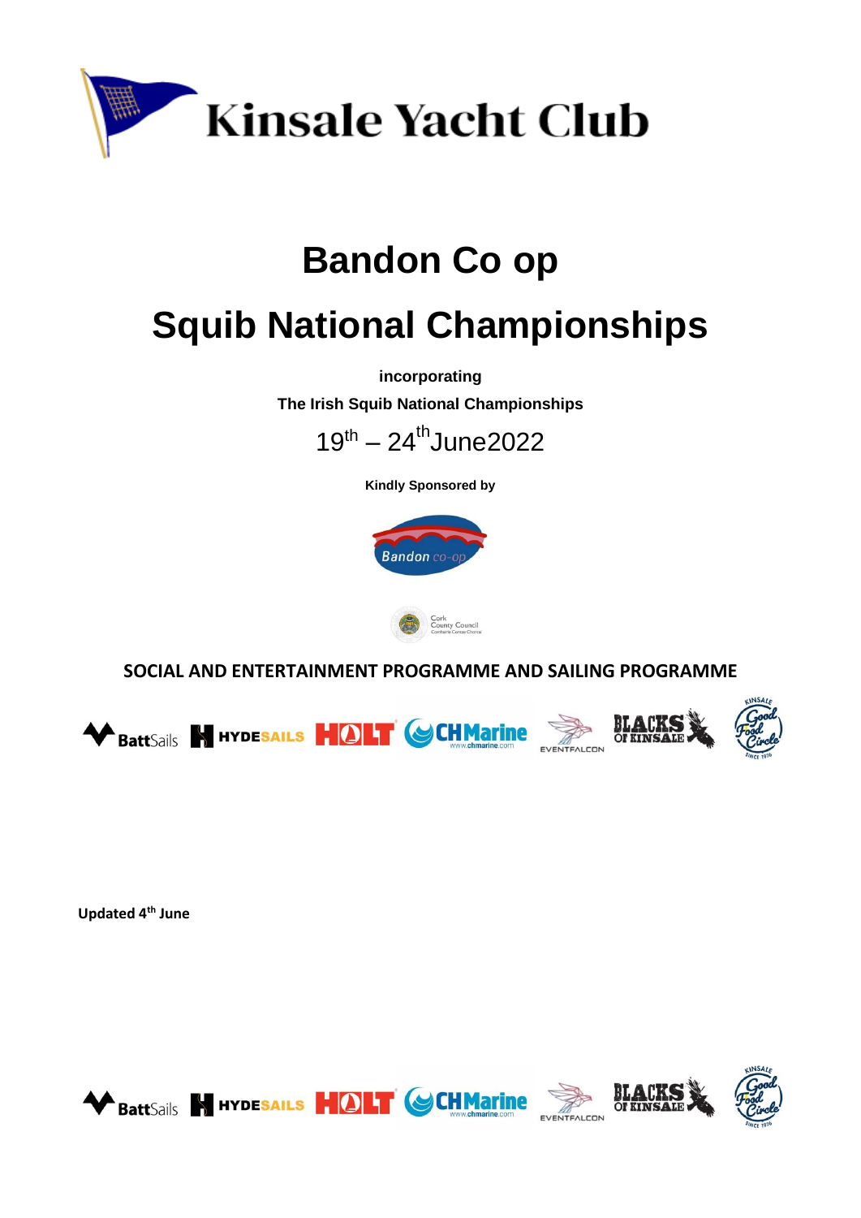# Kinsale Yacht Club

# Bandon Co op

# Squib National Championships

**incorporating**

**The Irish Squib National Championships**

19th – 24th June2022

**Kindly Sponsored by**

**SOCIAL AND ENTERTAINMENT PROGRAMME AND SAILING PROGRAMME**

**Updated 4th June**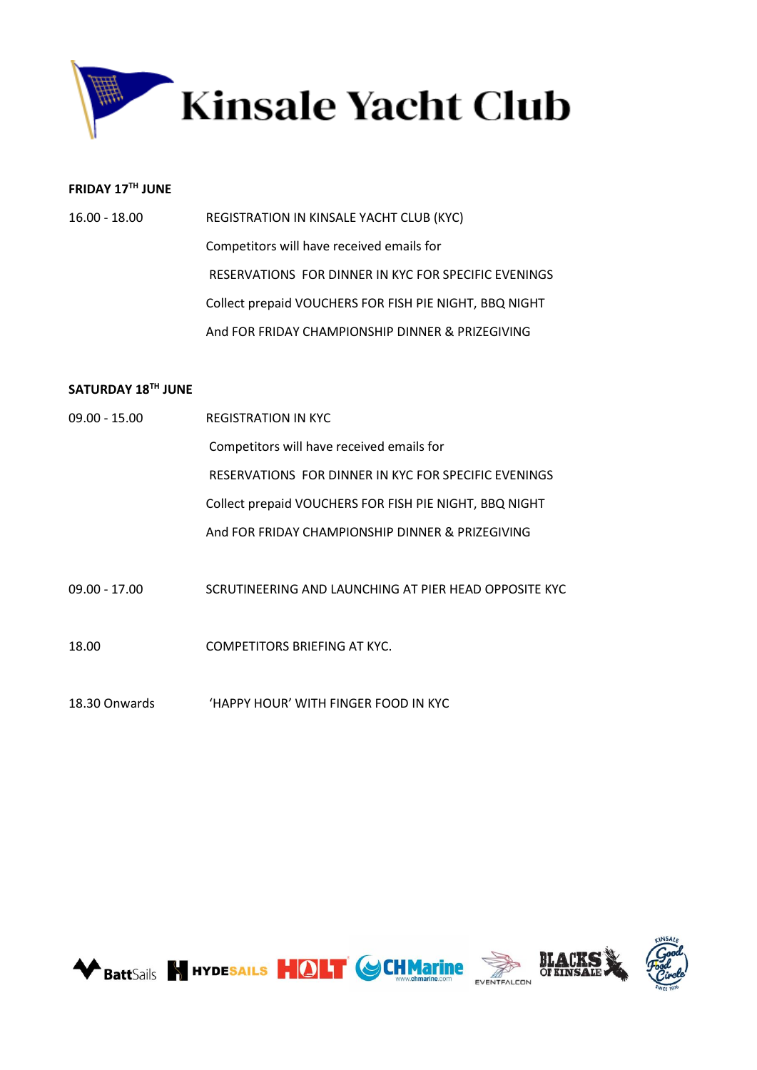# Kinsale Yacht Club

**FRIDAY 17TH JUNE**

| | |
|---|---|
| 16.00 - 18.00 | REGISTRATION IN KINSALE YACHT CLUB (KYC) |
| | Competitors will have received emails for |
| | RESERVATIONS FOR DINNER IN KYC FOR SPECIFIC EVENINGS |
| | Collect prepaid VOUCHERS FOR FISH PIE NIGHT, BBQ NIGHT |
| | And FOR FRIDAY CHAMPIONSHIP DINNER & PRIZEGIVING |

**SATURDAY 18TH JUNE**

| | |
|---|---|
| 09.00 - 15.00 | REGISTRATION IN KYC |
| | Competitors will have received emails for |
| | RESERVATIONS FOR DINNER IN KYC FOR SPECIFIC EVENINGS |
| | Collect prepaid VOUCHERS FOR FISH PIE NIGHT, BBQ NIGHT |
| | And FOR FRIDAY CHAMPIONSHIP DINNER & PRIZEGIVING |
| 09.00 - 17.00 | SCRUTINEERING AND LAUNCHING AT PIER HEAD OPPOSITE KYC |
| 18.00 | COMPETITORS BRIEFING AT KYC. |
| 18.30 Onwards | 'HAPPY HOUR' WITH FINGER FOOD IN KYC |

BattSails HYDESAILS HOLT CHMarine www.chmarine.com EVENTFALCON BLACKS OF KINSALE KINSALE Good Food Circle SINCE 1976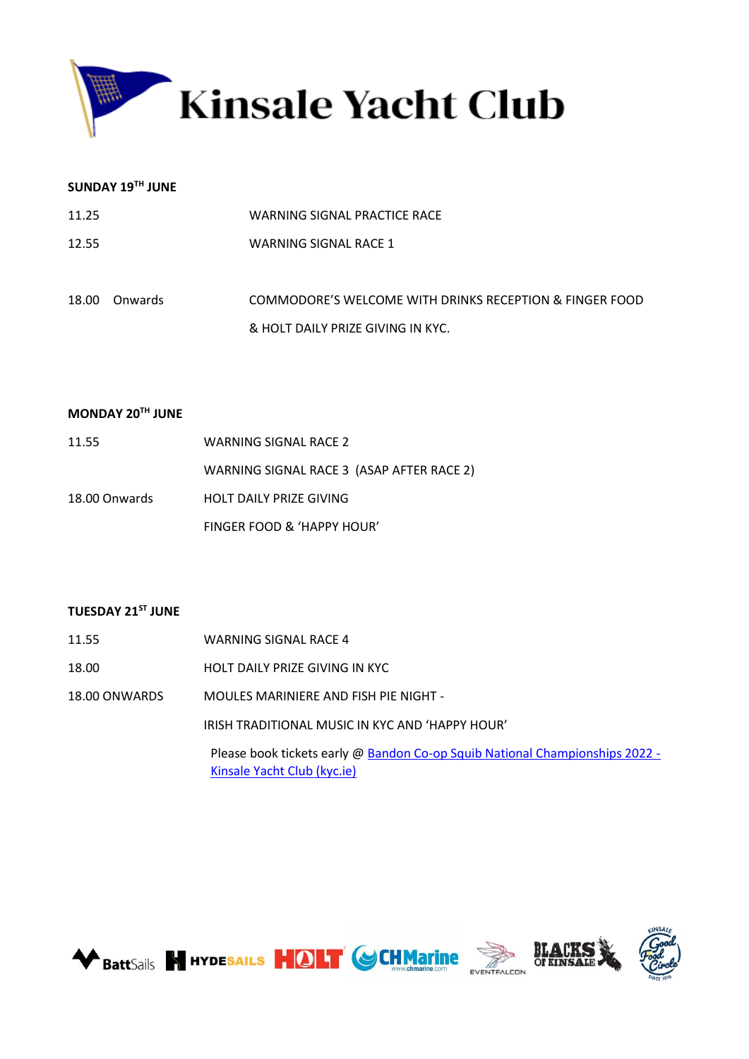# Kinsale Yacht Club

**SUNDAY 19TH JUNE**

| | |
|---|---|
| 11.25 | WARNING SIGNAL PRACTICE RACE |
| 12.55 | WARNING SIGNAL RACE 1 |
| 18.00 Onwards | COMMODORE'S WELCOME WITH DRINKS RECEPTION & FINGER FOOD & HOLT DAILY PRIZE GIVING IN KYC. |

**MONDAY 20TH JUNE**

| | |
|---|---|
| 11.55 | WARNING SIGNAL RACE 2 |
| | WARNING SIGNAL RACE 3 (ASAP AFTER RACE 2) |
| 18.00 Onwards | HOLT DAILY PRIZE GIVING |
| | FINGER FOOD & 'HAPPY HOUR' |

**TUESDAY 21ST JUNE**

| | |
|---|---|
| 11.55 | WARNING SIGNAL RACE 4 |
| 18.00 | HOLT DAILY PRIZE GIVING IN KYC |
| 18.00 ONWARDS | MOULES MARINIERE AND FISH PIE NIGHT - |
| | IRISH TRADITIONAL MUSIC IN KYC AND 'HAPPY HOUR' |
| | Please book tickets early @ Bandon Co-op Squib National Championships 2022 - Kinsale Yacht Club (kyc.ie) |

BattSails HYDESAILS HOLT CHMarine www.chmarine.com EVENTFALCON BLACKS OF KINSALE Kinsale Good Food Circle Since 1976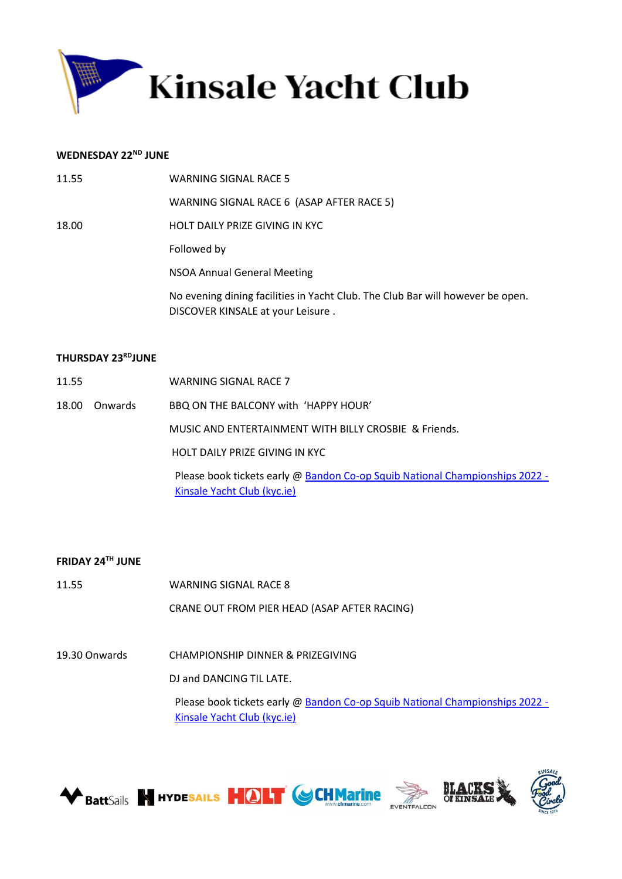# Kinsale Yacht Club

**WEDNESDAY 22[ND] JUNE**

| | |
|---|---|
| 11.55 | WARNING SIGNAL RACE 5 |
| | WARNING SIGNAL RACE 6 (ASAP AFTER RACE 5) |
| 18.00 | HOLT DAILY PRIZE GIVING IN KYC |
| | Followed by |
| | NSOA Annual General Meeting |
| | No evening dining facilities in Yacht Club. The Club Bar will however be open. DISCOVER KINSALE at your Leisure . |

**THURSDAY 23[RD] JUNE**

| | |
|---|---|
| 11.55 | WARNING SIGNAL RACE 7 |
| 18.00 Onwards | BBQ ON THE BALCONY with 'HAPPY HOUR' |
| | MUSIC AND ENTERTAINMENT WITH BILLY CROSBIE & Friends. |
| | HOLT DAILY PRIZE GIVING IN KYC |
| | Please book tickets early @ [Bandon Co-op Squib National Championships 2022 - Kinsale Yacht Club (kyc.ie)] |

**FRIDAY 24[TH] JUNE**

| | |
|---|---|
| 11.55 | WARNING SIGNAL RACE 8 |
| | CRANE OUT FROM PIER HEAD (ASAP AFTER RACING) |
| 19.30 Onwards | CHAMPIONSHIP DINNER & PRIZEGIVING |
| | DJ and DANCING TIL LATE. |
| | Please book tickets early @ [Bandon Co-op Squib National Championships 2022 - Kinsale Yacht Club (kyc.ie)] |

BattSails HYDESAILS HOLT CHMarine www.chmarine.com EVENTFALCON BLACKS OF KINSALE Kinsale Good Food Circle Since 1976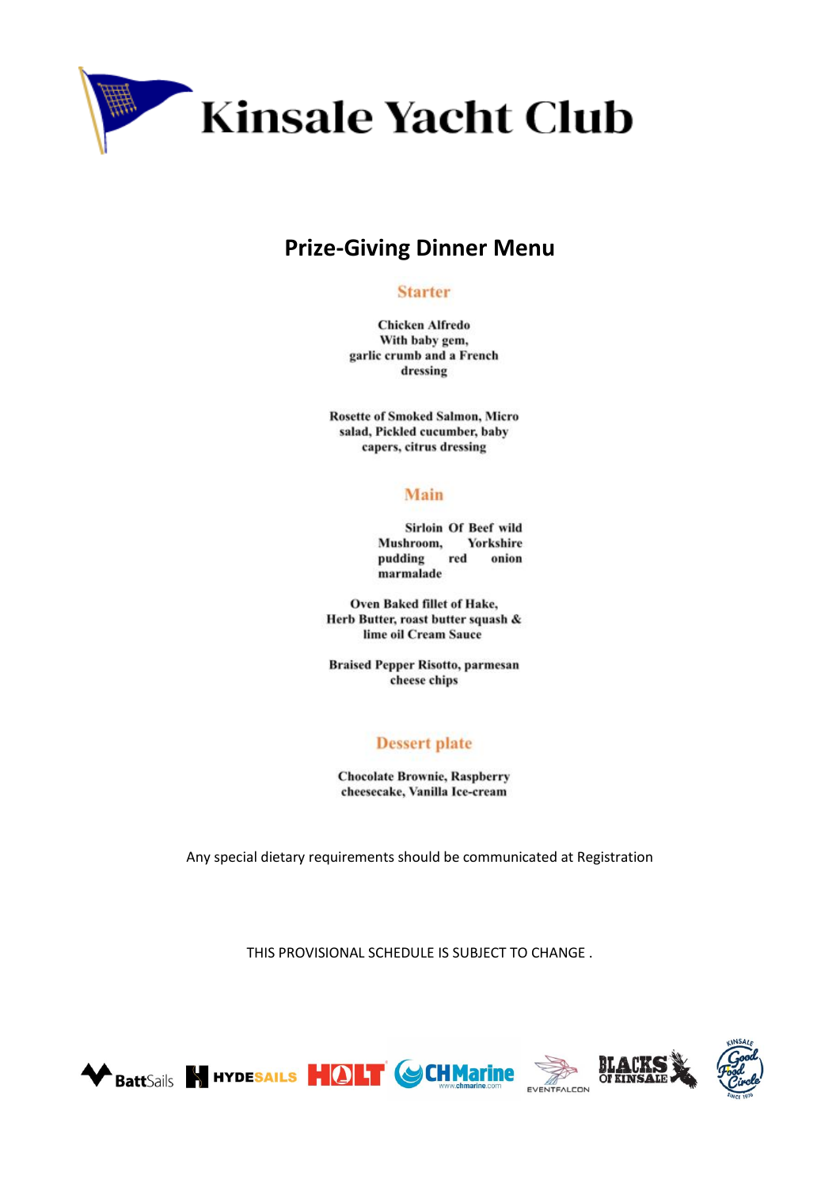# Kinsale Yacht Club

## Prize-Giving Dinner Menu

### Starter

Chicken Alfredo
With baby gem,
garlic crumb and a French
dressing

Rosette of Smoked Salmon, Micro
salad, Pickled cucumber, baby
capers, citrus dressing

### Main

Sirloin Of Beef wild
Mushroom, Yorkshire
pudding red onion
marmalade

Oven Baked fillet of Hake,
Herb Butter, roast butter squash &
lime oil Cream Sauce

Braised Pepper Risotto, parmesan
cheese chips

### Dessert plate

Chocolate Brownie, Raspberry
cheesecake, Vanilla Ice-cream

Any special dietary requirements should be communicated at Registration

THIS PROVISIONAL SCHEDULE IS SUBJECT TO CHANGE .

BattSails HYDESAILS HOLT CHMarine www.chmarine.com EVENTFALCON BLACKS OF KINSALE Kinsale Good Food Circle Since 1976